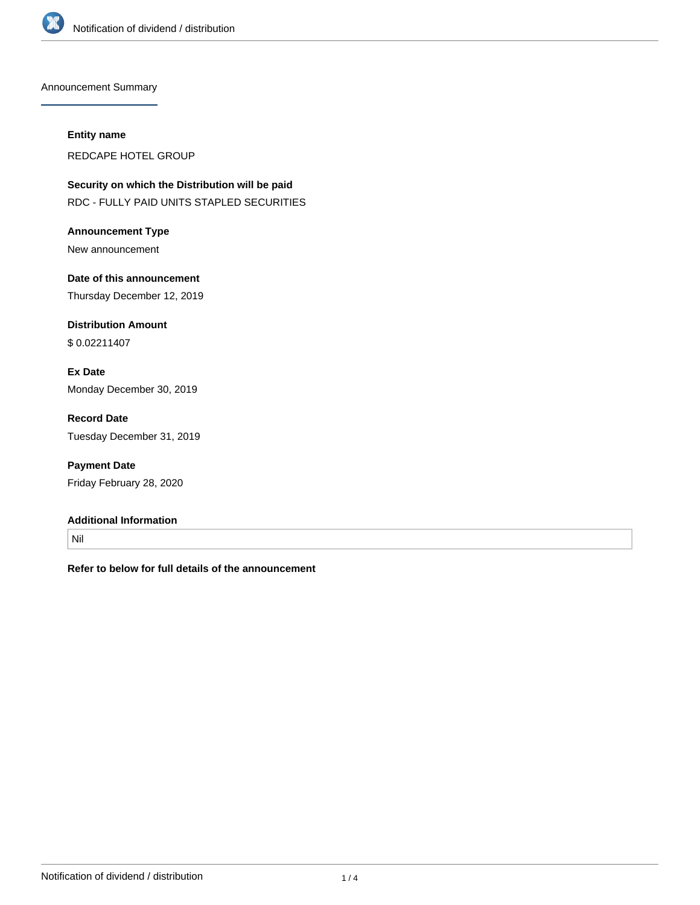## Announcement Summary

**Entity name**

REDCAPE HOTEL GROUP

**Security on which the Distribution will be paid**

RDC - FULLY PAID UNITS STAPLED SECURITIES

**Announcement Type**

New announcement

**Date of this announcement**

Thursday December 12, 2019

**Distribution Amount**

$ 0.02211407

**Ex Date**

Monday December 30, 2019

**Record Date**

Tuesday December 31, 2019

**Payment Date**

Friday February 28, 2020

**Additional Information**

Nil

**Refer to below for full details of the announcement**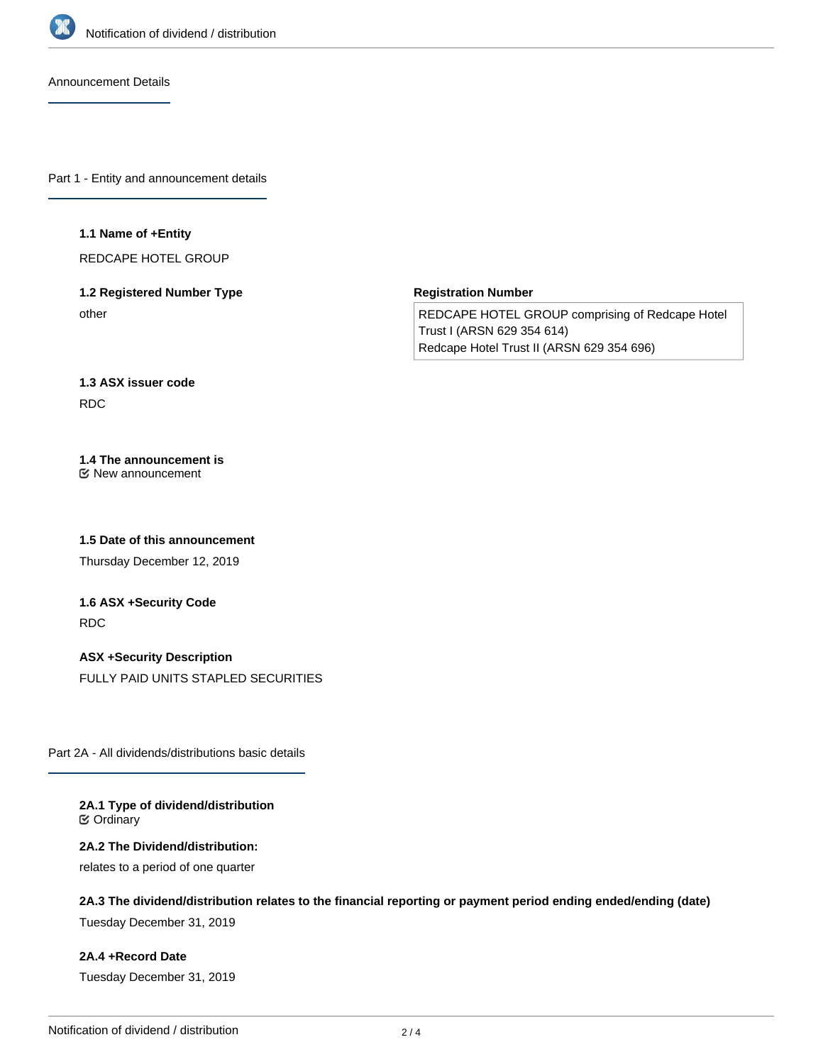## Announcement Details

### Part 1 - Entity and announcement details

**1.1 Name of +Entity**

REDCAPE HOTEL GROUP

**1.2 Registered Number Type**

other

**Registration Number**

REDCAPE HOTEL GROUP comprising of Redcape Hotel Trust I (ARSN 629 354 614)
Redcape Hotel Trust II (ARSN 629 354 696)

**1.3 ASX issuer code**

RDC

**1.4 The announcement is**

New announcement

**1.5 Date of this announcement**

Thursday December 12, 2019

**1.6 ASX +Security Code**

RDC

**ASX +Security Description**

FULLY PAID UNITS STAPLED SECURITIES

### Part 2A - All dividends/distributions basic details

**2A.1 Type of dividend/distribution**

Ordinary

**2A.2 The Dividend/distribution:**

relates to a period of one quarter

**2A.3 The dividend/distribution relates to the financial reporting or payment period ending ended/ending (date)**

Tuesday December 31, 2019

**2A.4 +Record Date**

Tuesday December 31, 2019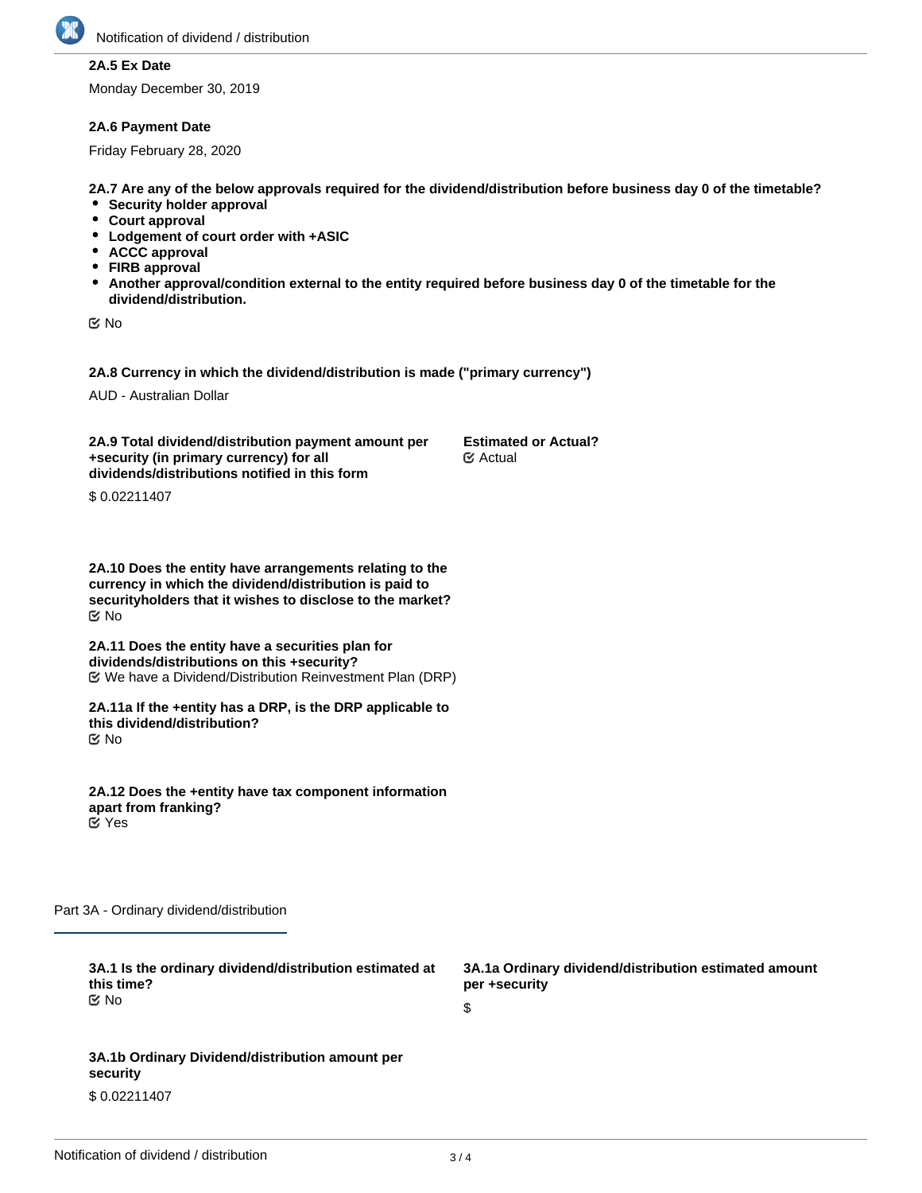**2A.5 Ex Date**

Monday December 30, 2019

**2A.6 Payment Date**

Friday February 28, 2020

**2A.7 Are any of the below approvals required for the dividend/distribution before business day 0 of the timetable?**

- **Security holder approval**
- **Court approval**
- **Lodgement of court order with +ASIC**
- **ACCC approval**
- **FIRB approval**
- **Another approval/condition external to the entity required before business day 0 of the timetable for the dividend/distribution.**

☑ No

**2A.8 Currency in which the dividend/distribution is made ("primary currency")**

AUD - Australian Dollar

**2A.9 Total dividend/distribution payment amount per +security (in primary currency) for all dividends/distributions notified in this form**

$ 0.02211407

**Estimated or Actual?**

☑ Actual

**2A.10 Does the entity have arrangements relating to the currency in which the dividend/distribution is paid to securityholders that it wishes to disclose to the market?**

☑ No

**2A.11 Does the entity have a securities plan for dividends/distributions on this +security?**

☑ We have a Dividend/Distribution Reinvestment Plan (DRP)

**2A.11a If the +entity has a DRP, is the DRP applicable to this dividend/distribution?**

☑ No

**2A.12 Does the +entity have tax component information apart from franking?**

☑ Yes

## Part 3A - Ordinary dividend/distribution

**3A.1 Is the ordinary dividend/distribution estimated at this time?**

☑ No

**3A.1a Ordinary dividend/distribution estimated amount per +security**

$

**3A.1b Ordinary Dividend/distribution amount per security**

$ 0.02211407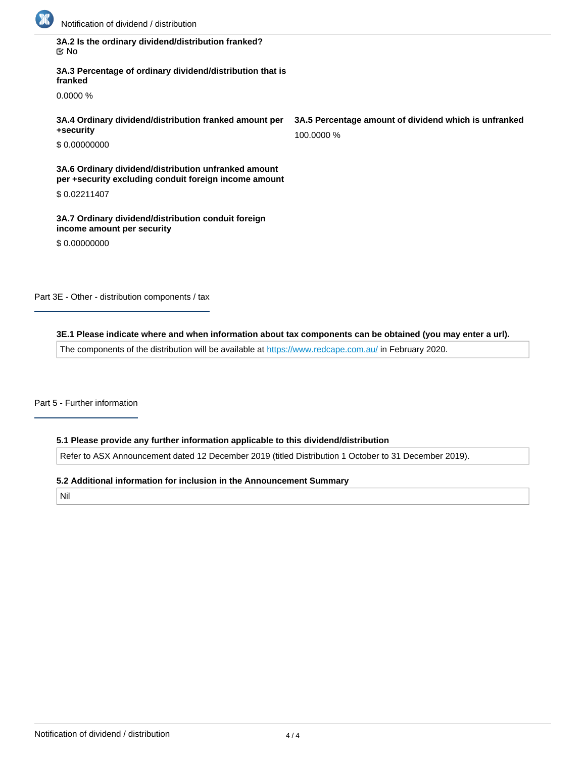**3A.2 Is the ordinary dividend/distribution franked?**
No

**3A.3 Percentage of ordinary dividend/distribution that is franked**

0.0000 %

**3A.4 Ordinary dividend/distribution franked amount per +security**

$ 0.00000000

**3A.5 Percentage amount of dividend which is unfranked**

100.0000 %

**3A.6 Ordinary dividend/distribution unfranked amount per +security excluding conduit foreign income amount**

$ 0.02211407

**3A.7 Ordinary dividend/distribution conduit foreign income amount per security**

$ 0.00000000

## Part 3E - Other - distribution components / tax

**3E.1 Please indicate where and when information about tax components can be obtained (you may enter a url).**

The components of the distribution will be available at https://www.redcape.com.au/ in February 2020.

## Part 5 - Further information

**5.1 Please provide any further information applicable to this dividend/distribution**

Refer to ASX Announcement dated 12 December 2019 (titled Distribution 1 October to 31 December 2019).

**5.2 Additional information for inclusion in the Announcement Summary**

Nil